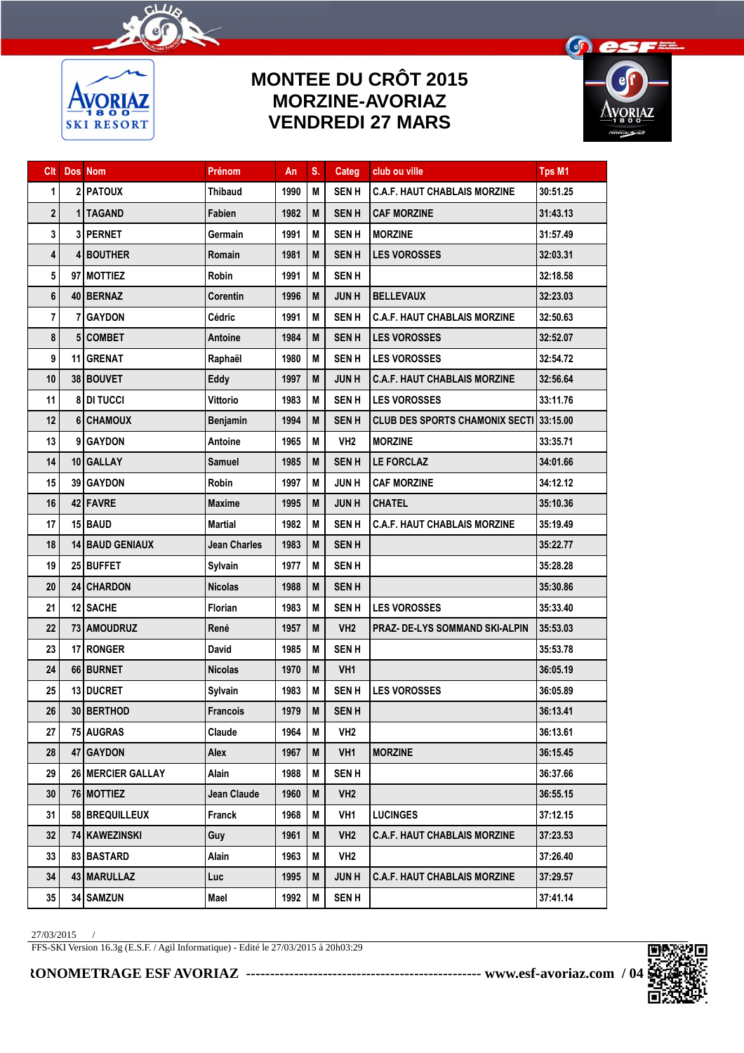# MONTEE DU CRÔT 2015
# MORZINE-AVORIAZ
# VENDREDI 27 MARS

| Clt | Dos | Nom | Prénom | An | S. | Categ | club ou ville | Tps M1 |
|---|---|---|---|---|---|---|---|---|
| 1 | 2 | PATOUX | Thibaud | 1990 | M | SEN H | C.A.F. HAUT CHABLAIS MORZINE | 30:51.25 |
| 2 | 1 | TAGAND | Fabien | 1982 | M | SEN H | CAF MORZINE | 31:43.13 |
| 3 | 3 | PERNET | Germain | 1991 | M | SEN H | MORZINE | 31:57.49 |
| 4 | 4 | BOUTHER | Romain | 1981 | M | SEN H | LES VOROSSES | 32:03.31 |
| 5 | 97 | MOTTIEZ | Robin | 1991 | M | SEN H | | 32:18.58 |
| 6 | 40 | BERNAZ | Corentin | 1996 | M | JUN H | BELLEVAUX | 32:23.03 |
| 7 | 7 | GAYDON | Cédric | 1991 | M | SEN H | C.A.F. HAUT CHABLAIS MORZINE | 32:50.63 |
| 8 | 5 | COMBET | Antoine | 1984 | M | SEN H | LES VOROSSES | 32:52.07 |
| 9 | 11 | GRENAT | Raphaël | 1980 | M | SEN H | LES VOROSSES | 32:54.72 |
| 10 | 38 | BOUVET | Eddy | 1997 | M | JUN H | C.A.F. HAUT CHABLAIS MORZINE | 32:56.64 |
| 11 | 8 | DI TUCCI | Vittorio | 1983 | M | SEN H | LES VOROSSES | 33:11.76 |
| 12 | 6 | CHAMOUX | Benjamin | 1994 | M | SEN H | CLUB DES SPORTS CHAMONIX SECTI | 33:15.00 |
| 13 | 9 | GAYDON | Antoine | 1965 | M | VH2 | MORZINE | 33:35.71 |
| 14 | 10 | GALLAY | Samuel | 1985 | M | SEN H | LE FORCLAZ | 34:01.66 |
| 15 | 39 | GAYDON | Robin | 1997 | M | JUN H | CAF MORZINE | 34:12.12 |
| 16 | 42 | FAVRE | Maxime | 1995 | M | JUN H | CHATEL | 35:10.36 |
| 17 | 15 | BAUD | Martial | 1982 | M | SEN H | C.A.F. HAUT CHABLAIS MORZINE | 35:19.49 |
| 18 | 14 | BAUD GENIAUX | Jean Charles | 1983 | M | SEN H | | 35:22.77 |
| 19 | 25 | BUFFET | Sylvain | 1977 | M | SEN H | | 35:28.28 |
| 20 | 24 | CHARDON | Nicolas | 1988 | M | SEN H | | 35:30.86 |
| 21 | 12 | SACHE | Florian | 1983 | M | SEN H | LES VOROSSES | 35:33.40 |
| 22 | 73 | AMOUDRUZ | René | 1957 | M | VH2 | PRAZ- DE-LYS SOMMAND SKI-ALPIN | 35:53.03 |
| 23 | 17 | RONGER | David | 1985 | M | SEN H | | 35:53.78 |
| 24 | 66 | BURNET | Nicolas | 1970 | M | VH1 | | 36:05.19 |
| 25 | 13 | DUCRET | Sylvain | 1983 | M | SEN H | LES VOROSSES | 36:05.89 |
| 26 | 30 | BERTHOD | Francois | 1979 | M | SEN H | | 36:13.41 |
| 27 | 75 | AUGRAS | Claude | 1964 | M | VH2 | | 36:13.61 |
| 28 | 47 | GAYDON | Alex | 1967 | M | VH1 | MORZINE | 36:15.45 |
| 29 | 26 | MERCIER GALLAY | Alain | 1988 | M | SEN H | | 36:37.66 |
| 30 | 76 | MOTTIEZ | Jean Claude | 1960 | M | VH2 | | 36:55.15 |
| 31 | 58 | BREQUILLEUX | Franck | 1968 | M | VH1 | LUCINGES | 37:12.15 |
| 32 | 74 | KAWEZINSKI | Guy | 1961 | M | VH2 | C.A.F. HAUT CHABLAIS MORZINE | 37:23.53 |
| 33 | 83 | BASTARD | Alain | 1963 | M | VH2 | | 37:26.40 |
| 34 | 43 | MARULLAZ | Luc | 1995 | M | JUN H | C.A.F. HAUT CHABLAIS MORZINE | 37:29.57 |
| 35 | 34 | SAMZUN | Mael | 1992 | M | SEN H | | 37:41.14 |

27/03/2015 /

FFS-SKI Version 16.3g (E.S.F. / Agil Informatique) - Edité le 27/03/2015 à 20h03:29

RONOMETRAGE ESF AVORIAZ ------------------------------------------------ www.esf-avoriaz.com / 04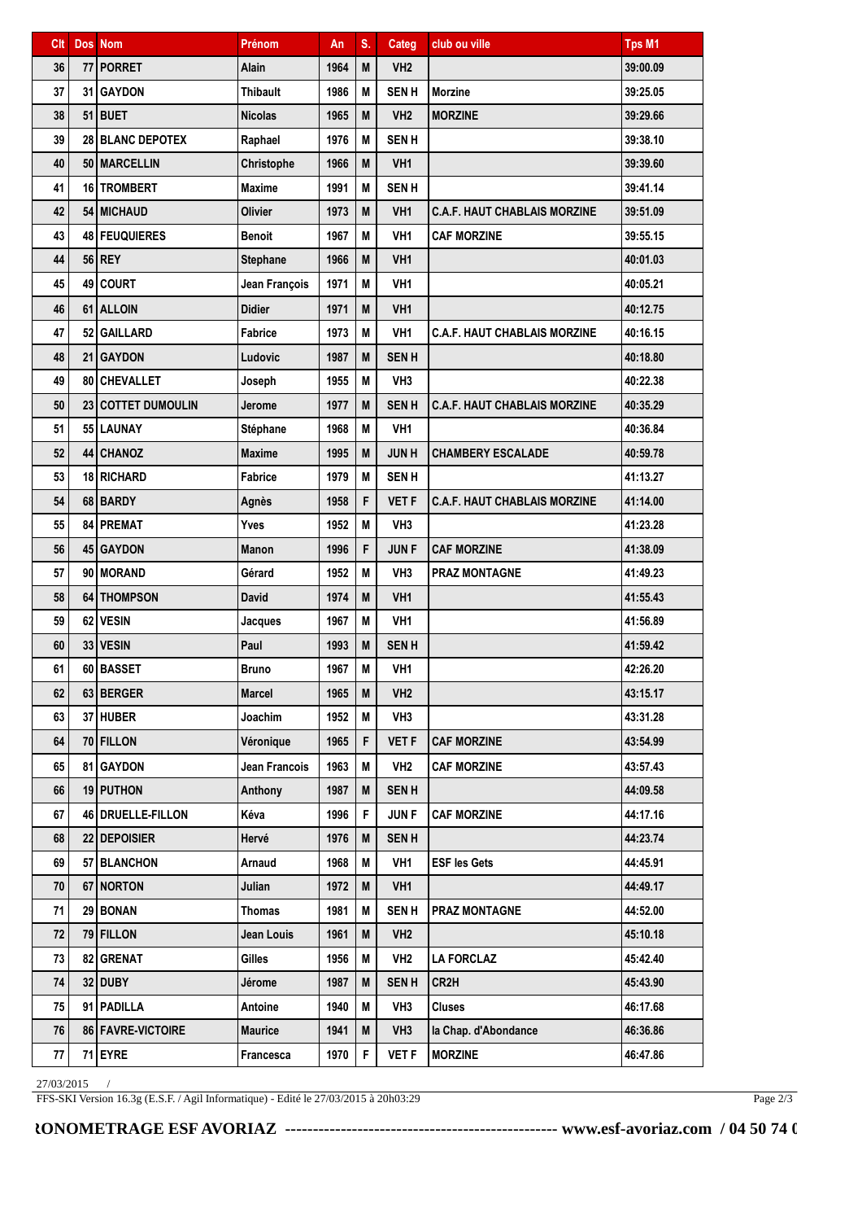| Clt | Dos | Nom | Prénom | An | S. | Categ | club ou ville | Tps M1 |
|---|---|---|---|---|---|---|---|---|
| 36 | 77 | PORRET | Alain | 1964 | M | VH2 | | 39:00.09 |
| 37 | 31 | GAYDON | Thibault | 1986 | M | SEN H | Morzine | 39:25.05 |
| 38 | 51 | BUET | Nicolas | 1965 | M | VH2 | MORZINE | 39:29.66 |
| 39 | 28 | BLANC DEPOTEX | Raphael | 1976 | M | SEN H | | 39:38.10 |
| 40 | 50 | MARCELLIN | Christophe | 1966 | M | VH1 | | 39:39.60 |
| 41 | 16 | TROMBERT | Maxime | 1991 | M | SEN H | | 39:41.14 |
| 42 | 54 | MICHAUD | Olivier | 1973 | M | VH1 | C.A.F. HAUT CHABLAIS MORZINE | 39:51.09 |
| 43 | 48 | FEUQUIERES | Benoit | 1967 | M | VH1 | CAF MORZINE | 39:55.15 |
| 44 | 56 | REY | Stephane | 1966 | M | VH1 | | 40:01.03 |
| 45 | 49 | COURT | Jean François | 1971 | M | VH1 | | 40:05.21 |
| 46 | 61 | ALLOIN | Didier | 1971 | M | VH1 | | 40:12.75 |
| 47 | 52 | GAILLARD | Fabrice | 1973 | M | VH1 | C.A.F. HAUT CHABLAIS MORZINE | 40:16.15 |
| 48 | 21 | GAYDON | Ludovic | 1987 | M | SEN H | | 40:18.80 |
| 49 | 80 | CHEVALLET | Joseph | 1955 | M | VH3 | | 40:22.38 |
| 50 | 23 | COTTET DUMOULIN | Jerome | 1977 | M | SEN H | C.A.F. HAUT CHABLAIS MORZINE | 40:35.29 |
| 51 | 55 | LAUNAY | Stéphane | 1968 | M | VH1 | | 40:36.84 |
| 52 | 44 | CHANOZ | Maxime | 1995 | M | JUN H | CHAMBERY ESCALADE | 40:59.78 |
| 53 | 18 | RICHARD | Fabrice | 1979 | M | SEN H | | 41:13.27 |
| 54 | 68 | BARDY | Agnès | 1958 | F | VET F | C.A.F. HAUT CHABLAIS MORZINE | 41:14.00 |
| 55 | 84 | PREMAT | Yves | 1952 | M | VH3 | | 41:23.28 |
| 56 | 45 | GAYDON | Manon | 1996 | F | JUN F | CAF MORZINE | 41:38.09 |
| 57 | 90 | MORAND | Gérard | 1952 | M | VH3 | PRAZ MONTAGNE | 41:49.23 |
| 58 | 64 | THOMPSON | David | 1974 | M | VH1 | | 41:55.43 |
| 59 | 62 | VESIN | Jacques | 1967 | M | VH1 | | 41:56.89 |
| 60 | 33 | VESIN | Paul | 1993 | M | SEN H | | 41:59.42 |
| 61 | 60 | BASSET | Bruno | 1967 | M | VH1 | | 42:26.20 |
| 62 | 63 | BERGER | Marcel | 1965 | M | VH2 | | 43:15.17 |
| 63 | 37 | HUBER | Joachim | 1952 | M | VH3 | | 43:31.28 |
| 64 | 70 | FILLON | Véronique | 1965 | F | VET F | CAF MORZINE | 43:54.99 |
| 65 | 81 | GAYDON | Jean Francois | 1963 | M | VH2 | CAF MORZINE | 43:57.43 |
| 66 | 19 | PUTHON | Anthony | 1987 | M | SEN H | | 44:09.58 |
| 67 | 46 | DRUELLE-FILLON | Kéva | 1996 | F | JUN F | CAF MORZINE | 44:17.16 |
| 68 | 22 | DEPOISIER | Hervé | 1976 | M | SEN H | | 44:23.74 |
| 69 | 57 | BLANCHON | Arnaud | 1968 | M | VH1 | ESF les Gets | 44:45.91 |
| 70 | 67 | NORTON | Julian | 1972 | M | VH1 | | 44:49.17 |
| 71 | 29 | BONAN | Thomas | 1981 | M | SEN H | PRAZ MONTAGNE | 44:52.00 |
| 72 | 79 | FILLON | Jean Louis | 1961 | M | VH2 | | 45:10.18 |
| 73 | 82 | GRENAT | Gilles | 1956 | M | VH2 | LA FORCLAZ | 45:42.40 |
| 74 | 32 | DUBY | Jérome | 1987 | M | SEN H | CR2H | 45:43.90 |
| 75 | 91 | PADILLA | Antoine | 1940 | M | VH3 | Cluses | 46:17.68 |
| 76 | 86 | FAVRE-VICTOIRE | Maurice | 1941 | M | VH3 | la Chap. d'Abondance | 46:36.86 |
| 77 | 71 | EYRE | Francesca | 1970 | F | VET F | MORZINE | 46:47.86 |

27/03/2015 /

FFS-SKI Version 16.3g (E.S.F. / Agil Informatique) - Edité le 27/03/2015 à 20h03:29

RONOMETRAGE ESF AVORIAZ ------------------------------------------------ www.esf-avoriaz.com / 04 50 74 0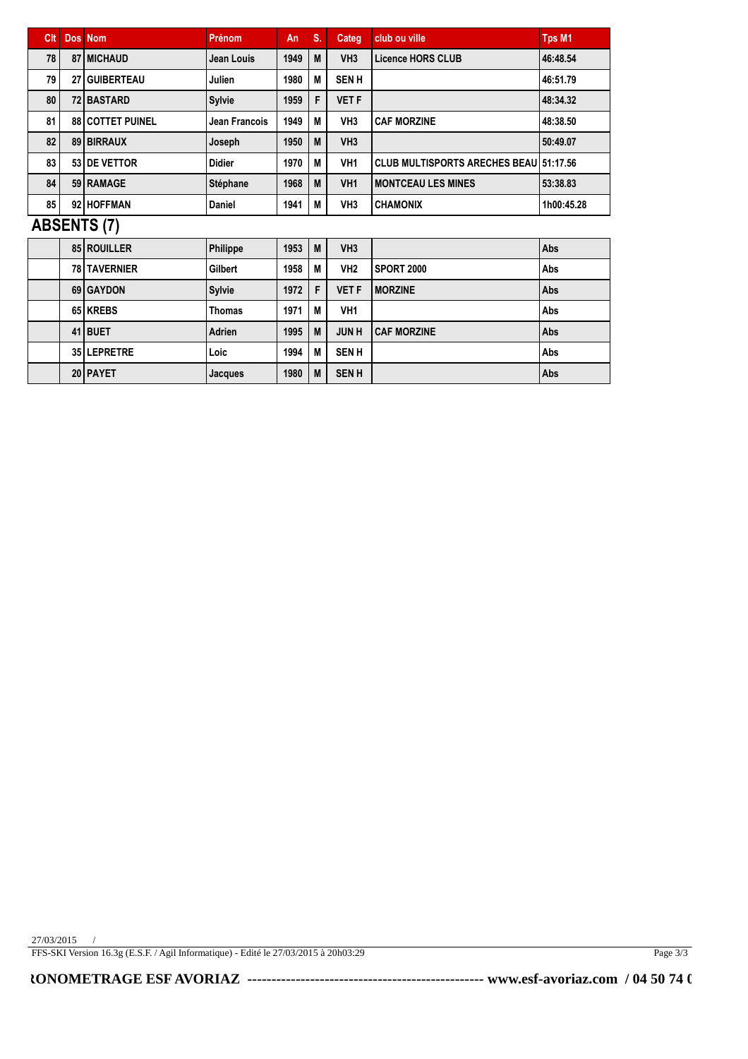| Clt | Dos | Nom | Prénom | An | S. | Categ | club ou ville | Tps M1 |
|---|---|---|---|---|---|---|---|---|
| 78 | 87 | MICHAUD | Jean Louis | 1949 | M | VH3 | Licence HORS CLUB | 46:48.54 |
| 79 | 27 | GUIBERTEAU | Julien | 1980 | M | SEN H | | 46:51.79 |
| 80 | 72 | BASTARD | Sylvie | 1959 | F | VET F | | 48:34.32 |
| 81 | 88 | COTTET PUINEL | Jean Francois | 1949 | M | VH3 | CAF MORZINE | 48:38.50 |
| 82 | 89 | BIRRAUX | Joseph | 1950 | M | VH3 | | 50:49.07 |
| 83 | 53 | DE VETTOR | Didier | 1970 | M | VH1 | CLUB MULTISPORTS ARECHES BEAU | 51:17.56 |
| 84 | 59 | RAMAGE | Stéphane | 1968 | M | VH1 | MONTCEAU LES MINES | 53:38.83 |
| 85 | 92 | HOFFMAN | Daniel | 1941 | M | VH3 | CHAMONIX | 1h00:45.28 |

## ABSENTS (7)

| | | | | | | | | |
|---|---|---|---|---|---|---|---|---|
| | 85 | ROUILLER | Philippe | 1953 | M | VH3 | | Abs |
| | 78 | TAVERNIER | Gilbert | 1958 | M | VH2 | SPORT 2000 | Abs |
| | 69 | GAYDON | Sylvie | 1972 | F | VET F | MORZINE | Abs |
| | 65 | KREBS | Thomas | 1971 | M | VH1 | | Abs |
| | 41 | BUET | Adrien | 1995 | M | JUN H | CAF MORZINE | Abs |
| | 35 | LEPRETRE | Loic | 1994 | M | SEN H | | Abs |
| | 20 | PAYET | Jacques | 1980 | M | SEN H | | Abs |

27/03/2015 /

FFS-SKI Version 16.3g (E.S.F. / Agil Informatique) - Edité le 27/03/2015 à 20h03:29

**RONOMETRAGE ESF AVORIAZ ------------------------------------------------ www.esf-avoriaz.com / 04 50 74 0**